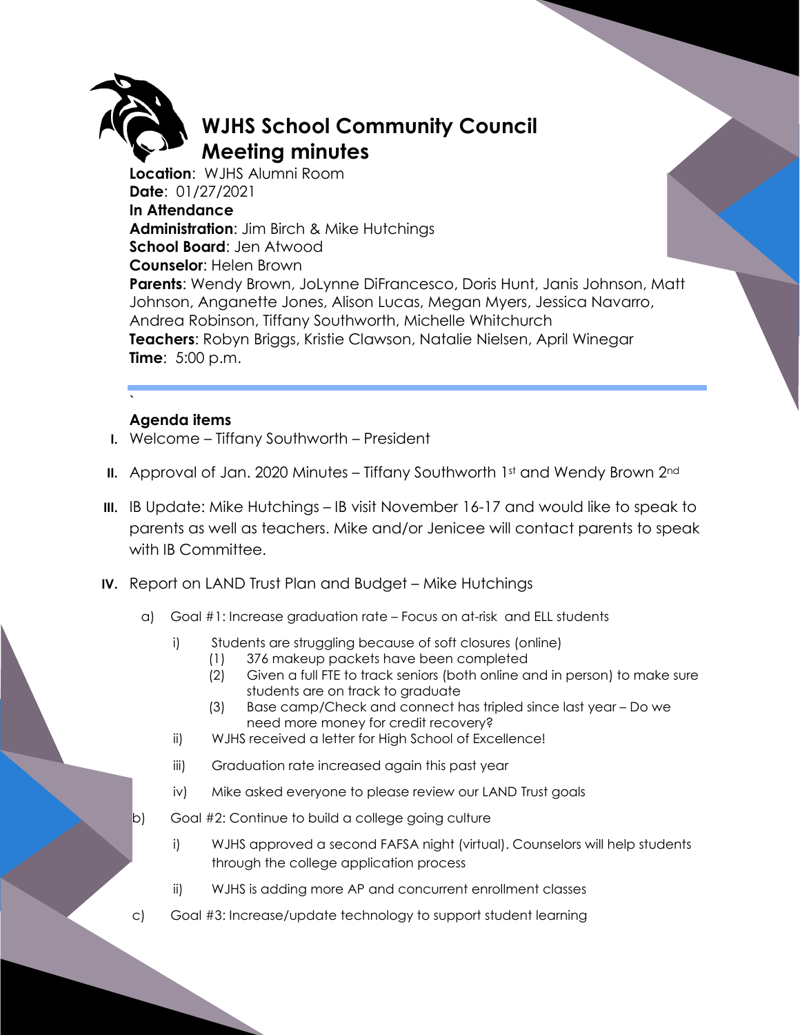# WJHS School Community Council Meeting minutes

**Location**: WJHS Alumni Room
**Date**: 01/27/2021
**In Attendance**
**Administration**: Jim Birch & Mike Hutchings
**School Board**: Jen Atwood
**Counselor**: Helen Brown
**Parents**: Wendy Brown, JoLynne DiFrancesco, Doris Hunt, Janis Johnson, Matt Johnson, Anganette Jones, Alison Lucas, Megan Myers, Jessica Navarro, Andrea Robinson, Tiffany Southworth, Michelle Whitchurch
**Teachers**: Robyn Briggs, Kristie Clawson, Natalie Nielsen, April Winegar
**Time**: 5:00 p.m.

---

`

## Agenda items

I. Welcome – Tiffany Southworth – President

II. Approval of Jan. 2020 Minutes – Tiffany Southworth 1st and Wendy Brown 2nd

III. IB Update: Mike Hutchings – IB visit November 16-17 and would like to speak to parents as well as teachers. Mike and/or Jenicee will contact parents to speak with IB Committee.

IV. Report on LAND Trust Plan and Budget – Mike Hutchings

- a) Goal #1: Increase graduation rate – Focus on at-risk and ELL students
  - i) Students are struggling because of soft closures (online)
    - (1) 376 makeup packets have been completed
    - (2) Given a full FTE to track seniors (both online and in person) to make sure students are on track to graduate
    - (3) Base camp/Check and connect has tripled since last year – Do we need more money for credit recovery?
  - ii) WJHS received a letter for High School of Excellence!
  - iii) Graduation rate increased again this past year
  - iv) Mike asked everyone to please review our LAND Trust goals
- b) Goal #2: Continue to build a college going culture
  - i) WJHS approved a second FAFSA night (virtual). Counselors will help students through the college application process
  - ii) WJHS is adding more AP and concurrent enrollment classes
- c) Goal #3: Increase/update technology to support student learning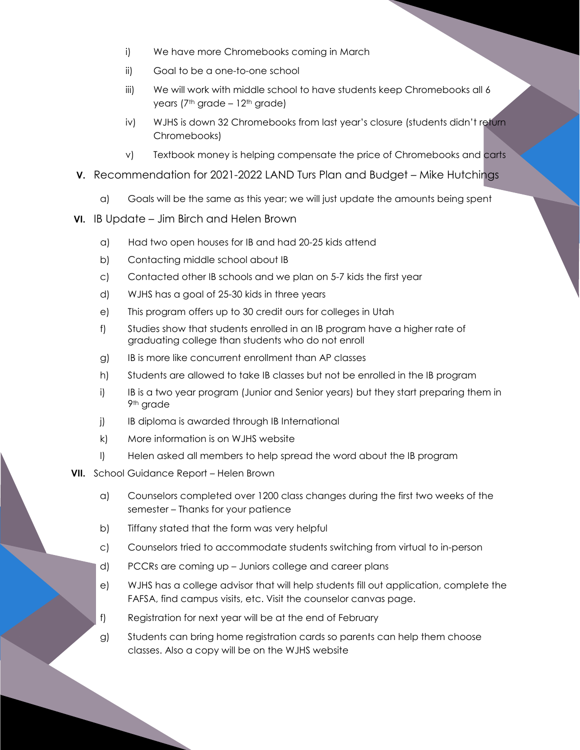i) We have more Chromebooks coming in March

ii) Goal to be a one-to-one school

iii) We will work with middle school to have students keep Chromebooks all 6 years (7th grade – 12th grade)

iv) WJHS is down 32 Chromebooks from last year's closure (students didn't return Chromebooks)

v) Textbook money is helping compensate the price of Chromebooks and carts

**V.** Recommendation for 2021-2022 LAND Turs Plan and Budget – Mike Hutchings

a) Goals will be the same as this year; we will just update the amounts being spent

**VI.** IB Update – Jim Birch and Helen Brown

a) Had two open houses for IB and had 20-25 kids attend

b) Contacting middle school about IB

c) Contacted other IB schools and we plan on 5-7 kids the first year

d) WJHS has a goal of 25-30 kids in three years

e) This program offers up to 30 credit ours for colleges in Utah

f) Studies show that students enrolled in an IB program have a higher rate of graduating college than students who do not enroll

g) IB is more like concurrent enrollment than AP classes

h) Students are allowed to take IB classes but not be enrolled in the IB program

i) IB is a two year program (Junior and Senior years) but they start preparing them in 9th grade

j) IB diploma is awarded through IB International

k) More information is on WJHS website

l) Helen asked all members to help spread the word about the IB program

**VII.** School Guidance Report – Helen Brown

a) Counselors completed over 1200 class changes during the first two weeks of the semester – Thanks for your patience

b) Tiffany stated that the form was very helpful

c) Counselors tried to accommodate students switching from virtual to in-person

d) PCCRs are coming up – Juniors college and career plans

e) WJHS has a college advisor that will help students fill out application, complete the FAFSA, find campus visits, etc. Visit the counselor canvas page.

f) Registration for next year will be at the end of February

g) Students can bring home registration cards so parents can help them choose classes. Also a copy will be on the WJHS website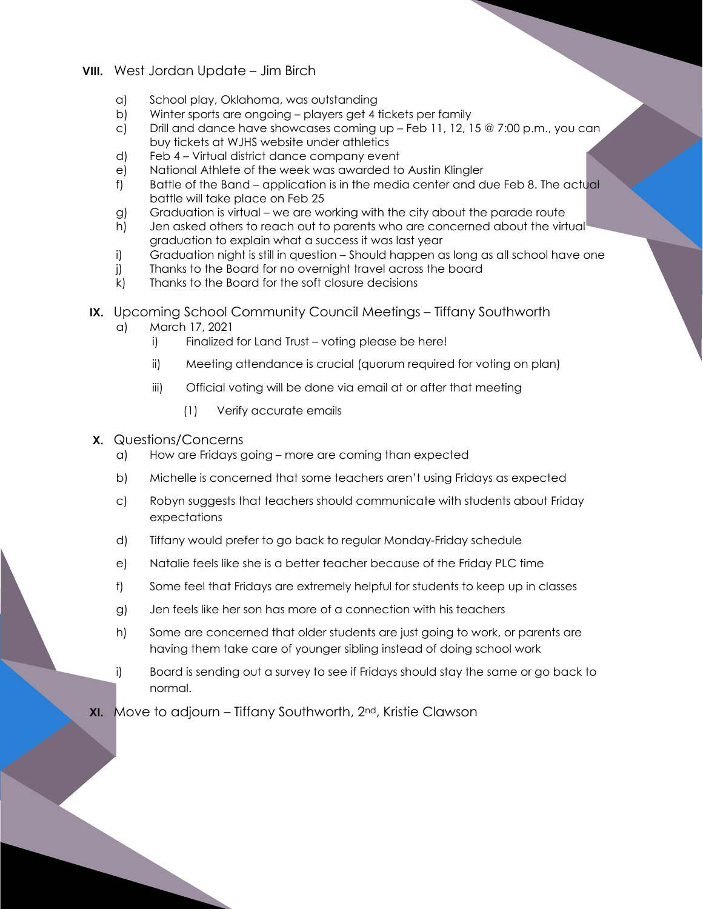**VIII.** West Jordan Update – Jim Birch

a) School play, Oklahoma, was outstanding
b) Winter sports are ongoing – players get 4 tickets per family
c) Drill and dance have showcases coming up – Feb 11, 12, 15 @ 7:00 p.m., you can buy tickets at WJHS website under athletics
d) Feb 4 – Virtual district dance company event
e) National Athlete of the week was awarded to Austin Klingler
f) Battle of the Band – application is in the media center and due Feb 8. The actual battle will take place on Feb 25
g) Graduation is virtual – we are working with the city about the parade route
h) Jen asked others to reach out to parents who are concerned about the virtual graduation to explain what a success it was last year
i) Graduation night is still in question – Should happen as long as all school have one
j) Thanks to the Board for no overnight travel across the board
k) Thanks to the Board for the soft closure decisions

**IX.** Upcoming School Community Council Meetings – Tiffany Southworth

a) March 17, 2021
   i) Finalized for Land Trust – voting please be here!
   ii) Meeting attendance is crucial (quorum required for voting on plan)
   iii) Official voting will be done via email at or after that meeting
      (1) Verify accurate emails

**X.** Questions/Concerns

a) How are Fridays going – more are coming than expected
b) Michelle is concerned that some teachers aren't using Fridays as expected
c) Robyn suggests that teachers should communicate with students about Friday expectations
d) Tiffany would prefer to go back to regular Monday-Friday schedule
e) Natalie feels like she is a better teacher because of the Friday PLC time
f) Some feel that Fridays are extremely helpful for students to keep up in classes
g) Jen feels like her son has more of a connection with his teachers
h) Some are concerned that older students are just going to work, or parents are having them take care of younger sibling instead of doing school work
i) Board is sending out a survey to see if Fridays should stay the same or go back to normal.

**XI.** Move to adjourn – Tiffany Southworth, 2nd, Kristie Clawson